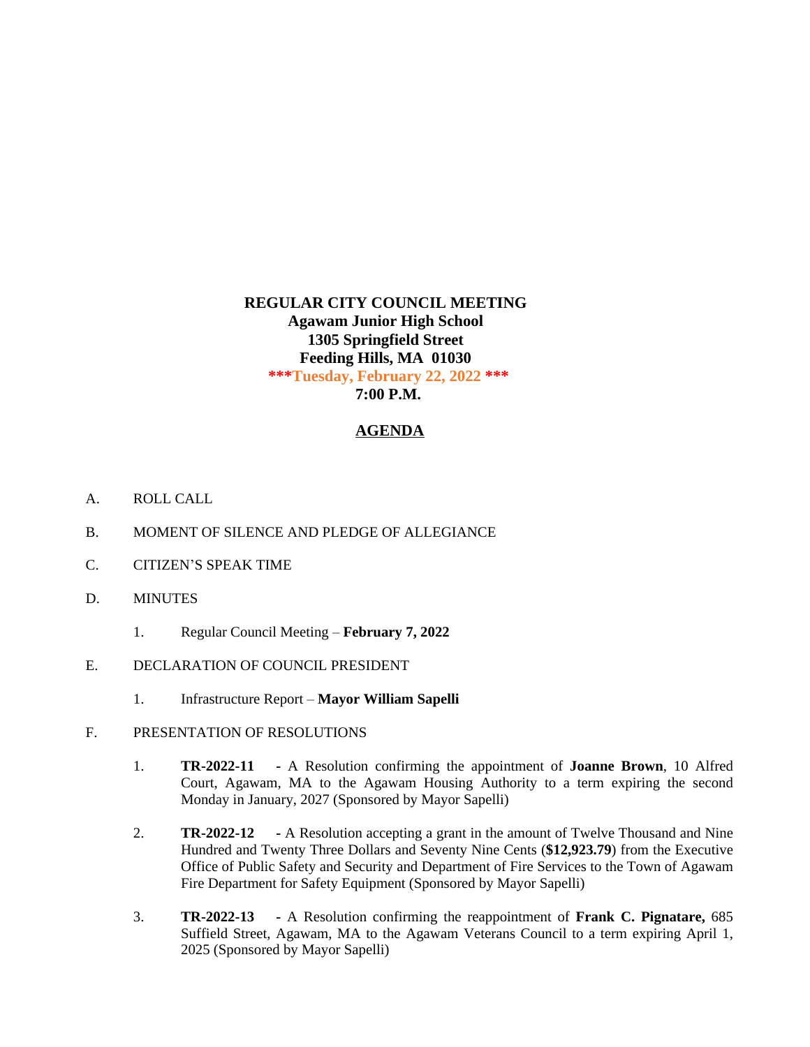**REGULAR CITY COUNCIL MEETING**
**Agawam Junior High School**
**1305 Springfield Street**
**Feeding Hills, MA 01030**
**\*\*\*Tuesday, February 22, 2022 \*\*\***
**7:00 P.M.**

## AGENDA

A. ROLL CALL

B. MOMENT OF SILENCE AND PLEDGE OF ALLEGIANCE

C. CITIZEN'S SPEAK TIME

D. MINUTES

1. Regular Council Meeting – **February 7, 2022**

E. DECLARATION OF COUNCIL PRESIDENT

1. Infrastructure Report – **Mayor William Sapelli**

F. PRESENTATION OF RESOLUTIONS

1. **TR-2022-11 -** A Resolution confirming the appointment of **Joanne Brown**, 10 Alfred Court, Agawam, MA to the Agawam Housing Authority to a term expiring the second Monday in January, 2027 (Sponsored by Mayor Sapelli)

2. **TR-2022-12 -** A Resolution accepting a grant in the amount of Twelve Thousand and Nine Hundred and Twenty Three Dollars and Seventy Nine Cents (**$12,923.79**) from the Executive Office of Public Safety and Security and Department of Fire Services to the Town of Agawam Fire Department for Safety Equipment (Sponsored by Mayor Sapelli)

3. **TR-2022-13 -** A Resolution confirming the reappointment of **Frank C. Pignatare,** 685 Suffield Street, Agawam, MA to the Agawam Veterans Council to a term expiring April 1, 2025 (Sponsored by Mayor Sapelli)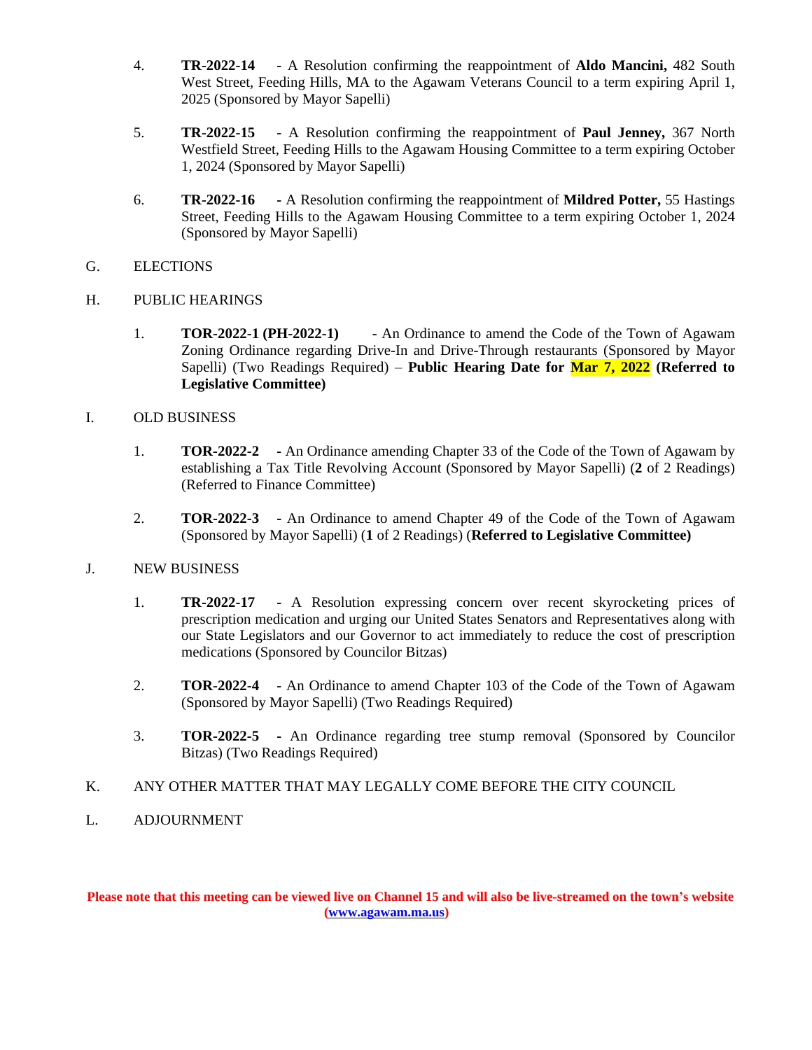4. **TR-2022-14** - A Resolution confirming the reappointment of **Aldo Mancini,** 482 South West Street, Feeding Hills, MA to the Agawam Veterans Council to a term expiring April 1, 2025 (Sponsored by Mayor Sapelli)

5. **TR-2022-15** - A Resolution confirming the reappointment of **Paul Jenney,** 367 North Westfield Street, Feeding Hills to the Agawam Housing Committee to a term expiring October 1, 2024 (Sponsored by Mayor Sapelli)

6. **TR-2022-16** - A Resolution confirming the reappointment of **Mildred Potter,** 55 Hastings Street, Feeding Hills to the Agawam Housing Committee to a term expiring October 1, 2024 (Sponsored by Mayor Sapelli)

G. ELECTIONS

H. PUBLIC HEARINGS

1. **TOR-2022-1 (PH-2022-1)** - An Ordinance to amend the Code of the Town of Agawam Zoning Ordinance regarding Drive-In and Drive-Through restaurants (Sponsored by Mayor Sapelli) (Two Readings Required) – **Public Hearing Date for Mar 7, 2022 (Referred to Legislative Committee)**

I. OLD BUSINESS

1. **TOR-2022-2** - An Ordinance amending Chapter 33 of the Code of the Town of Agawam by establishing a Tax Title Revolving Account (Sponsored by Mayor Sapelli) (**2** of 2 Readings) (Referred to Finance Committee)

2. **TOR-2022-3** - An Ordinance to amend Chapter 49 of the Code of the Town of Agawam (Sponsored by Mayor Sapelli) (**1** of 2 Readings) (**Referred to Legislative Committee)**

J. NEW BUSINESS

1. **TR-2022-17** - A Resolution expressing concern over recent skyrocketing prices of prescription medication and urging our United States Senators and Representatives along with our State Legislators and our Governor to act immediately to reduce the cost of prescription medications (Sponsored by Councilor Bitzas)

2. **TOR-2022-4** - An Ordinance to amend Chapter 103 of the Code of the Town of Agawam (Sponsored by Mayor Sapelli) (Two Readings Required)

3. **TOR-2022-5** - An Ordinance regarding tree stump removal (Sponsored by Councilor Bitzas) (Two Readings Required)

K. ANY OTHER MATTER THAT MAY LEGALLY COME BEFORE THE CITY COUNCIL

L. ADJOURNMENT

**Please note that this meeting can be viewed live on Channel 15 and will also be live-streamed on the town's website (www.agawam.ma.us)**